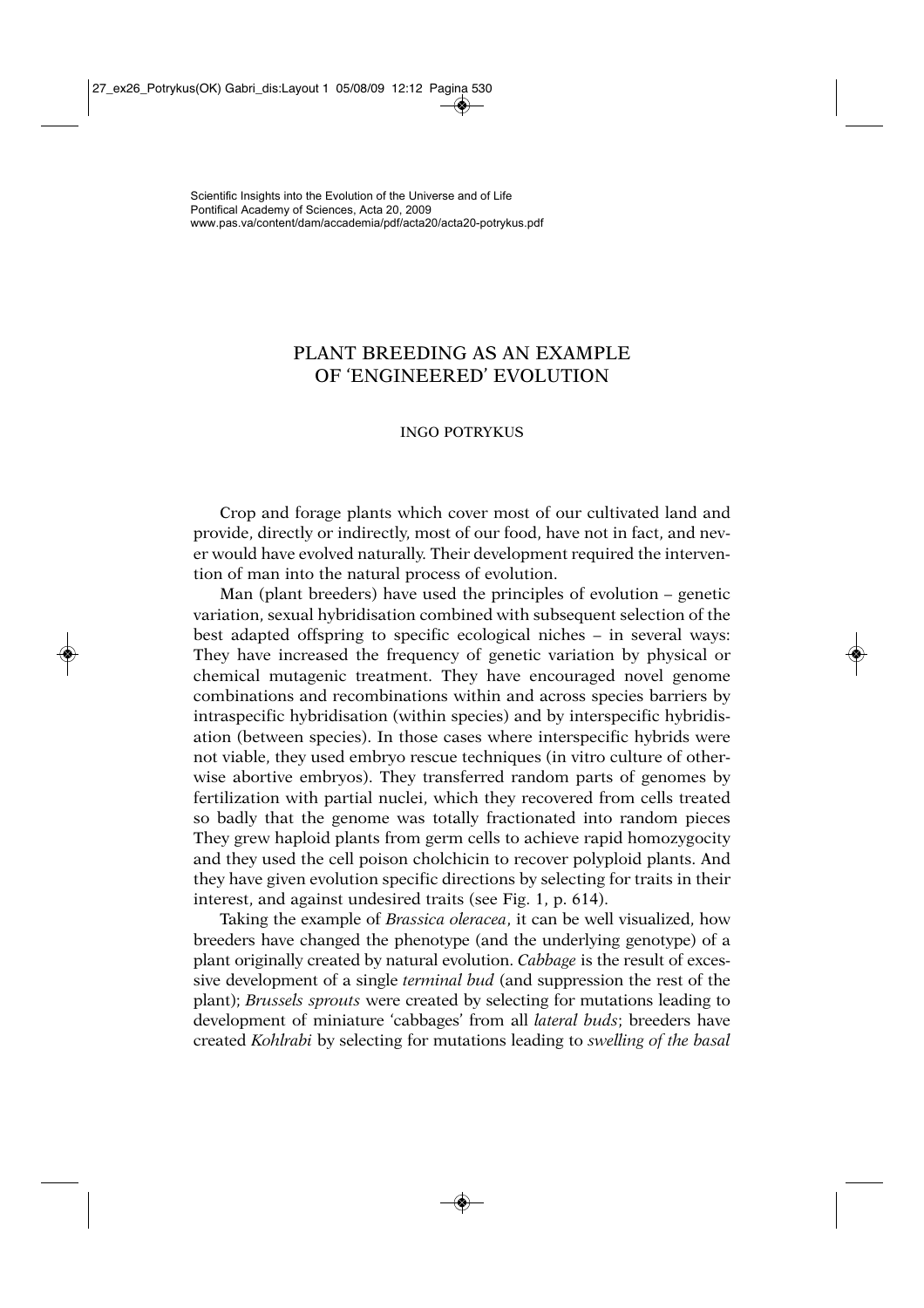Scientific Insights into the Evolution of the Universe and of Life
Pontifical Academy of Sciences, Acta 20, 2009
www.pas.va/content/dam/accademia/pdf/acta20/acta20-potrykus.pdf

# PLANT BREEDING AS AN EXAMPLE OF 'ENGINEERED' EVOLUTION

INGO POTRYKUS

Crop and forage plants which cover most of our cultivated land and provide, directly or indirectly, most of our food, have not in fact, and never would have evolved naturally. Their development required the intervention of man into the natural process of evolution.

Man (plant breeders) have used the principles of evolution – genetic variation, sexual hybridisation combined with subsequent selection of the best adapted offspring to specific ecological niches – in several ways: They have increased the frequency of genetic variation by physical or chemical mutagenic treatment. They have encouraged novel genome combinations and recombinations within and across species barriers by intraspecific hybridisation (within species) and by interspecific hybridisation (between species). In those cases where interspecific hybrids were not viable, they used embryo rescue techniques (in vitro culture of otherwise abortive embryos). They transferred random parts of genomes by fertilization with partial nuclei, which they recovered from cells treated so badly that the genome was totally fractionated into random pieces They grew haploid plants from germ cells to achieve rapid homozygocity and they used the cell poison cholchicin to recover polyploid plants. And they have given evolution specific directions by selecting for traits in their interest, and against undesired traits (see Fig. 1, p. 614).

Taking the example of *Brassica oleracea*, it can be well visualized, how breeders have changed the phenotype (and the underlying genotype) of a plant originally created by natural evolution. *Cabbage* is the result of excessive development of a single *terminal bud* (and suppression the rest of the plant); *Brussels sprouts* were created by selecting for mutations leading to development of miniature 'cabbages' from all *lateral buds*; breeders have created *Kohlrabi* by selecting for mutations leading to *swelling of the basal*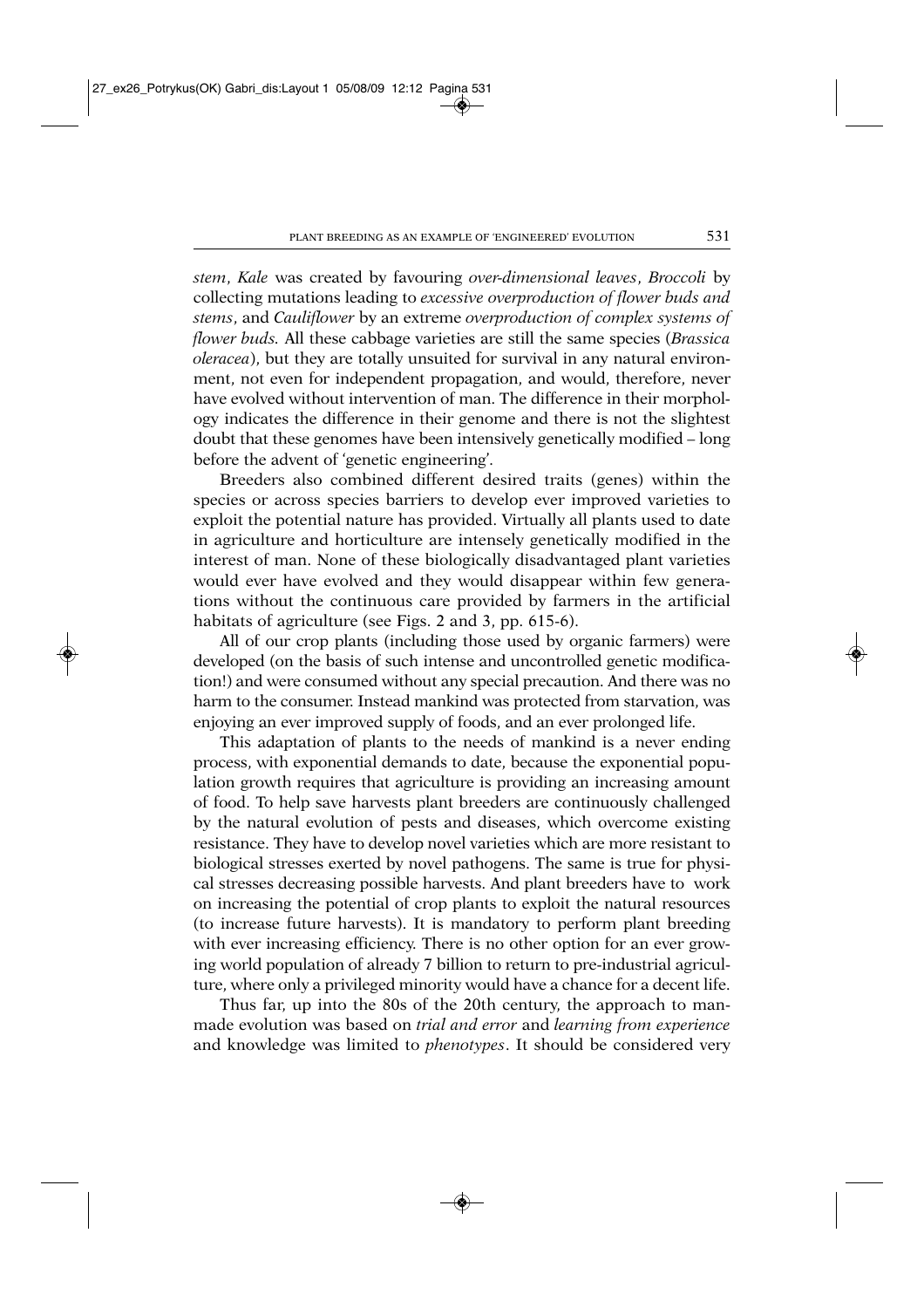*stem*, *Kale* was created by favouring *over-dimensional leaves*, *Broccoli* by collecting mutations leading to *excessive overproduction of flower buds and stems*, and *Cauliflower* by an extreme *overproduction of complex systems of flower buds.* All these cabbage varieties are still the same species (*Brassica oleracea*), but they are totally unsuited for survival in any natural environment, not even for independent propagation, and would, therefore, never have evolved without intervention of man. The difference in their morphology indicates the difference in their genome and there is not the slightest doubt that these genomes have been intensively genetically modified – long before the advent of 'genetic engineering'.

Breeders also combined different desired traits (genes) within the species or across species barriers to develop ever improved varieties to exploit the potential nature has provided. Virtually all plants used to date in agriculture and horticulture are intensely genetically modified in the interest of man. None of these biologically disadvantaged plant varieties would ever have evolved and they would disappear within few generations without the continuous care provided by farmers in the artificial habitats of agriculture (see Figs. 2 and 3, pp. 615-6).

All of our crop plants (including those used by organic farmers) were developed (on the basis of such intense and uncontrolled genetic modification!) and were consumed without any special precaution. And there was no harm to the consumer. Instead mankind was protected from starvation, was enjoying an ever improved supply of foods, and an ever prolonged life.

This adaptation of plants to the needs of mankind is a never ending process, with exponential demands to date, because the exponential population growth requires that agriculture is providing an increasing amount of food. To help save harvests plant breeders are continuously challenged by the natural evolution of pests and diseases, which overcome existing resistance. They have to develop novel varieties which are more resistant to biological stresses exerted by novel pathogens. The same is true for physical stresses decreasing possible harvests. And plant breeders have to work on increasing the potential of crop plants to exploit the natural resources (to increase future harvests). It is mandatory to perform plant breeding with ever increasing efficiency. There is no other option for an ever growing world population of already 7 billion to return to pre-industrial agriculture, where only a privileged minority would have a chance for a decent life.

Thus far, up into the 80s of the 20th century, the approach to man-made evolution was based on *trial and error* and *learning from experience* and knowledge was limited to *phenotypes*. It should be considered very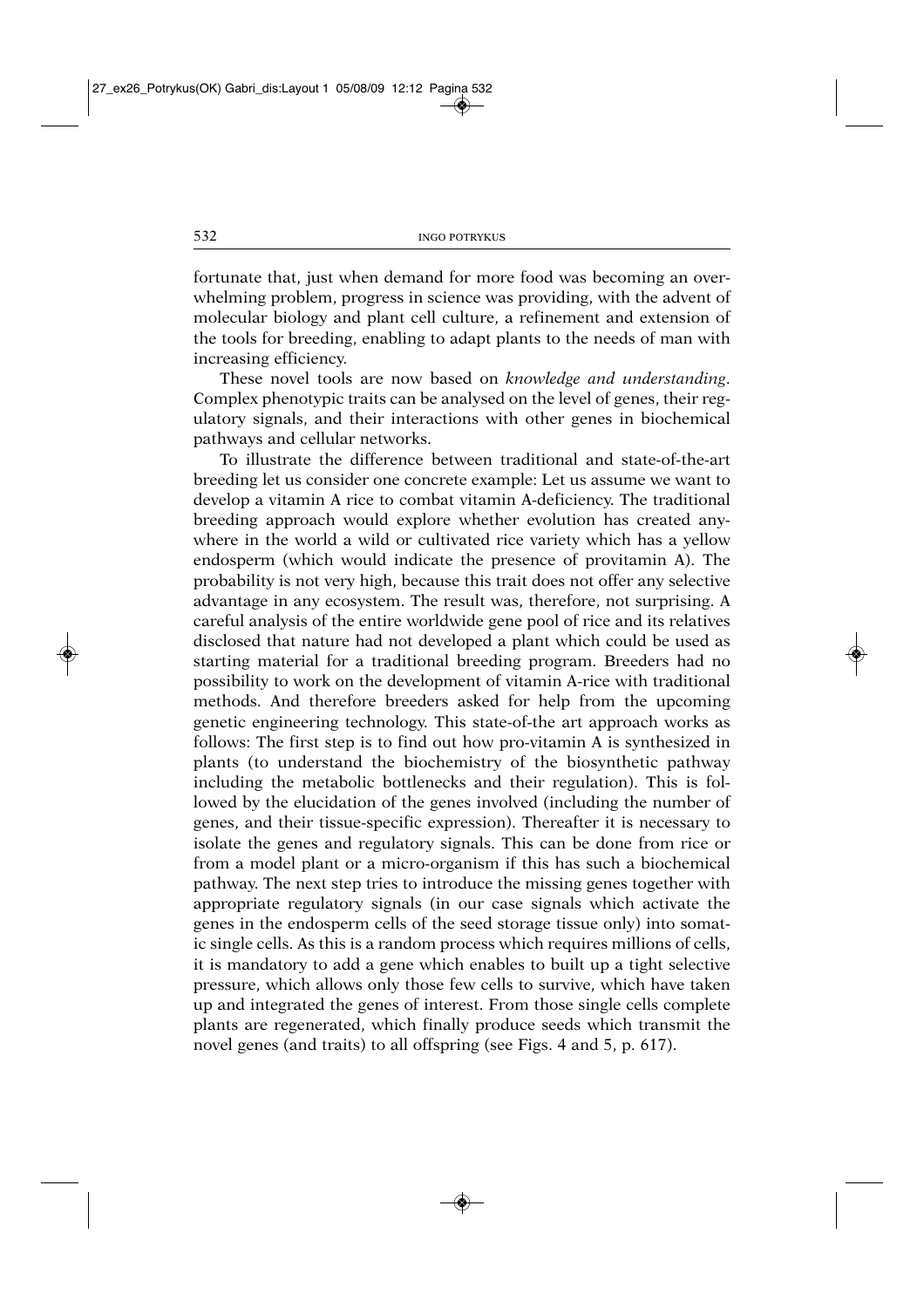fortunate that, just when demand for more food was becoming an overwhelming problem, progress in science was providing, with the advent of molecular biology and plant cell culture, a refinement and extension of the tools for breeding, enabling to adapt plants to the needs of man with increasing efficiency.

These novel tools are now based on *knowledge and understanding*. Complex phenotypic traits can be analysed on the level of genes, their regulatory signals, and their interactions with other genes in biochemical pathways and cellular networks.

To illustrate the difference between traditional and state-of-the-art breeding let us consider one concrete example: Let us assume we want to develop a vitamin A rice to combat vitamin A-deficiency. The traditional breeding approach would explore whether evolution has created anywhere in the world a wild or cultivated rice variety which has a yellow endosperm (which would indicate the presence of provitamin A). The probability is not very high, because this trait does not offer any selective advantage in any ecosystem. The result was, therefore, not surprising. A careful analysis of the entire worldwide gene pool of rice and its relatives disclosed that nature had not developed a plant which could be used as starting material for a traditional breeding program. Breeders had no possibility to work on the development of vitamin A-rice with traditional methods. And therefore breeders asked for help from the upcoming genetic engineering technology. This state-of-the art approach works as follows: The first step is to find out how pro-vitamin A is synthesized in plants (to understand the biochemistry of the biosynthetic pathway including the metabolic bottlenecks and their regulation). This is followed by the elucidation of the genes involved (including the number of genes, and their tissue-specific expression). Thereafter it is necessary to isolate the genes and regulatory signals. This can be done from rice or from a model plant or a micro-organism if this has such a biochemical pathway. The next step tries to introduce the missing genes together with appropriate regulatory signals (in our case signals which activate the genes in the endosperm cells of the seed storage tissue only) into somatic single cells. As this is a random process which requires millions of cells, it is mandatory to add a gene which enables to built up a tight selective pressure, which allows only those few cells to survive, which have taken up and integrated the genes of interest. From those single cells complete plants are regenerated, which finally produce seeds which transmit the novel genes (and traits) to all offspring (see Figs. 4 and 5, p. 617).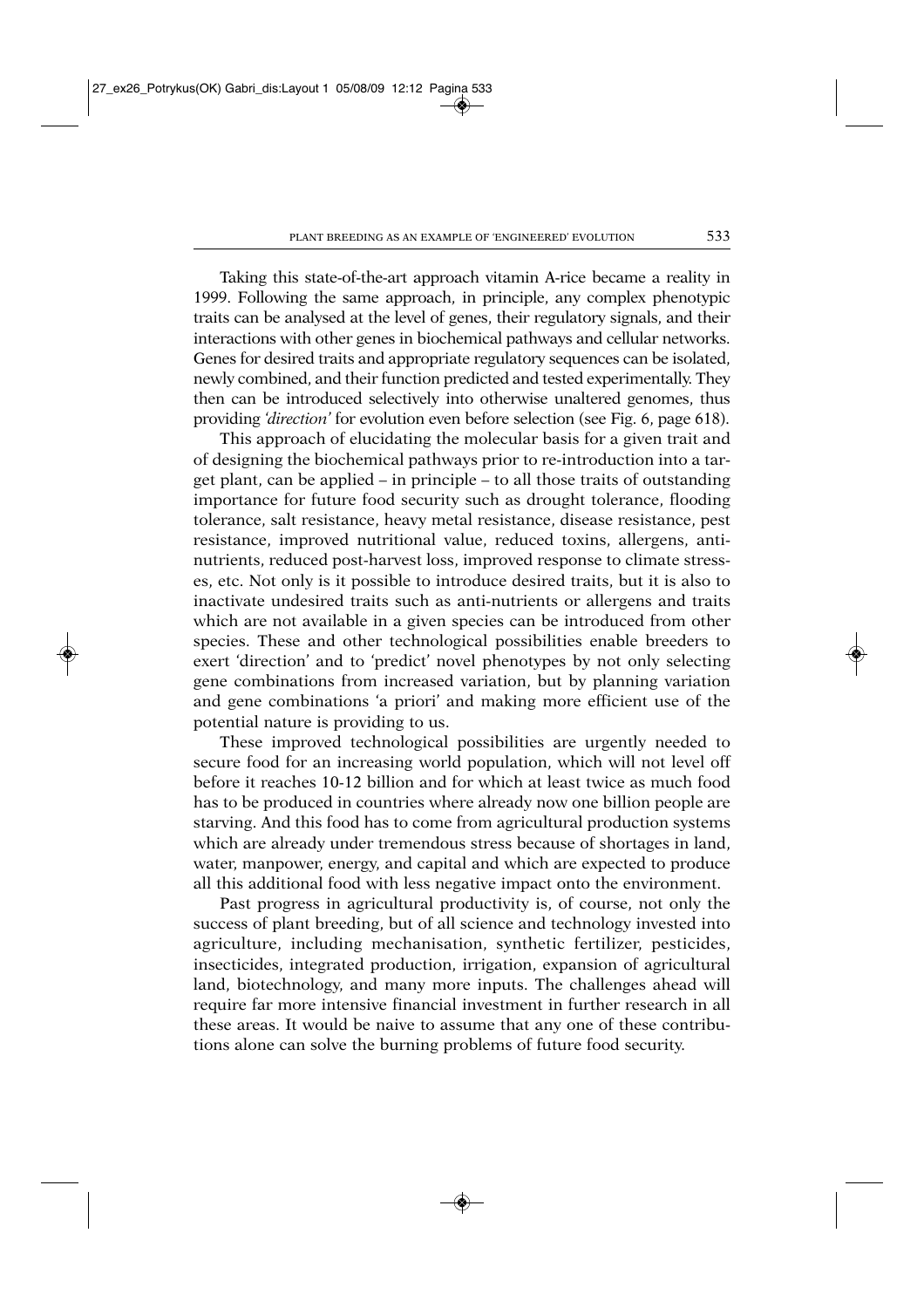Taking this state-of-the-art approach vitamin A-rice became a reality in 1999. Following the same approach, in principle, any complex phenotypic traits can be analysed at the level of genes, their regulatory signals, and their interactions with other genes in biochemical pathways and cellular networks. Genes for desired traits and appropriate regulatory sequences can be isolated, newly combined, and their function predicted and tested experimentally. They then can be introduced selectively into otherwise unaltered genomes, thus providing *'direction'* for evolution even before selection (see Fig. 6, page 618).

This approach of elucidating the molecular basis for a given trait and of designing the biochemical pathways prior to re-introduction into a target plant, can be applied – in principle – to all those traits of outstanding importance for future food security such as drought tolerance, flooding tolerance, salt resistance, heavy metal resistance, disease resistance, pest resistance, improved nutritional value, reduced toxins, allergens, antinutrients, reduced post-harvest loss, improved response to climate stresses, etc. Not only is it possible to introduce desired traits, but it is also to inactivate undesired traits such as anti-nutrients or allergens and traits which are not available in a given species can be introduced from other species. These and other technological possibilities enable breeders to exert 'direction' and to 'predict' novel phenotypes by not only selecting gene combinations from increased variation, but by planning variation and gene combinations 'a priori' and making more efficient use of the potential nature is providing to us.

These improved technological possibilities are urgently needed to secure food for an increasing world population, which will not level off before it reaches 10-12 billion and for which at least twice as much food has to be produced in countries where already now one billion people are starving. And this food has to come from agricultural production systems which are already under tremendous stress because of shortages in land, water, manpower, energy, and capital and which are expected to produce all this additional food with less negative impact onto the environment.

Past progress in agricultural productivity is, of course, not only the success of plant breeding, but of all science and technology invested into agriculture, including mechanisation, synthetic fertilizer, pesticides, insecticides, integrated production, irrigation, expansion of agricultural land, biotechnology, and many more inputs. The challenges ahead will require far more intensive financial investment in further research in all these areas. It would be naive to assume that any one of these contributions alone can solve the burning problems of future food security.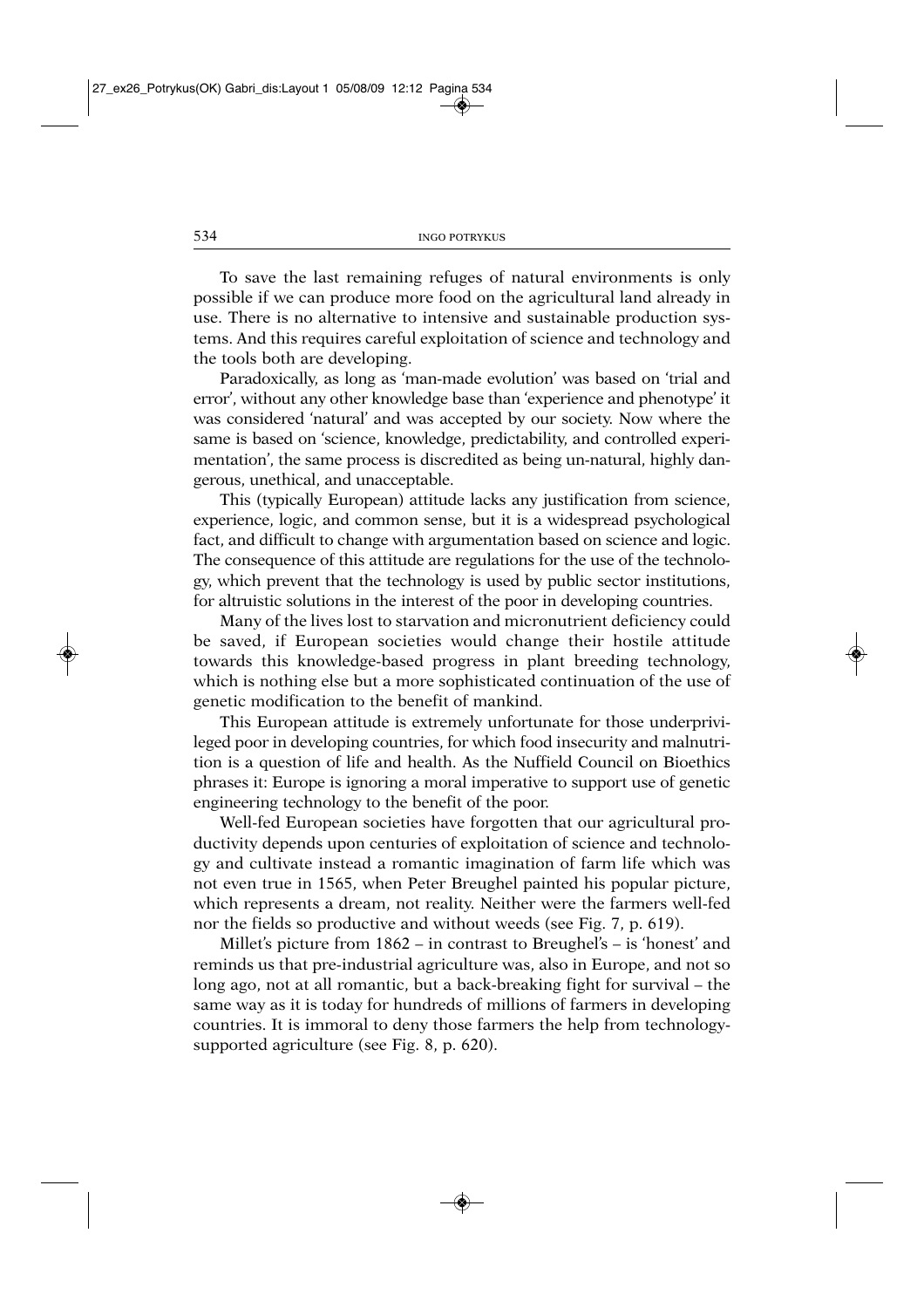To save the last remaining refuges of natural environments is only possible if we can produce more food on the agricultural land already in use. There is no alternative to intensive and sustainable production systems. And this requires careful exploitation of science and technology and the tools both are developing.

Paradoxically, as long as 'man-made evolution' was based on 'trial and error', without any other knowledge base than 'experience and phenotype' it was considered 'natural' and was accepted by our society. Now where the same is based on 'science, knowledge, predictability, and controlled experimentation', the same process is discredited as being un-natural, highly dangerous, unethical, and unacceptable.

This (typically European) attitude lacks any justification from science, experience, logic, and common sense, but it is a widespread psychological fact, and difficult to change with argumentation based on science and logic. The consequence of this attitude are regulations for the use of the technology, which prevent that the technology is used by public sector institutions, for altruistic solutions in the interest of the poor in developing countries.

Many of the lives lost to starvation and micronutrient deficiency could be saved, if European societies would change their hostile attitude towards this knowledge-based progress in plant breeding technology, which is nothing else but a more sophisticated continuation of the use of genetic modification to the benefit of mankind.

This European attitude is extremely unfortunate for those underprivileged poor in developing countries, for which food insecurity and malnutrition is a question of life and health. As the Nuffield Council on Bioethics phrases it: Europe is ignoring a moral imperative to support use of genetic engineering technology to the benefit of the poor.

Well-fed European societies have forgotten that our agricultural productivity depends upon centuries of exploitation of science and technology and cultivate instead a romantic imagination of farm life which was not even true in 1565, when Peter Breughel painted his popular picture, which represents a dream, not reality. Neither were the farmers well-fed nor the fields so productive and without weeds (see Fig. 7, p. 619).

Millet's picture from 1862 – in contrast to Breughel's – is 'honest' and reminds us that pre-industrial agriculture was, also in Europe, and not so long ago, not at all romantic, but a back-breaking fight for survival – the same way as it is today for hundreds of millions of farmers in developing countries. It is immoral to deny those farmers the help from technology-supported agriculture (see Fig. 8, p. 620).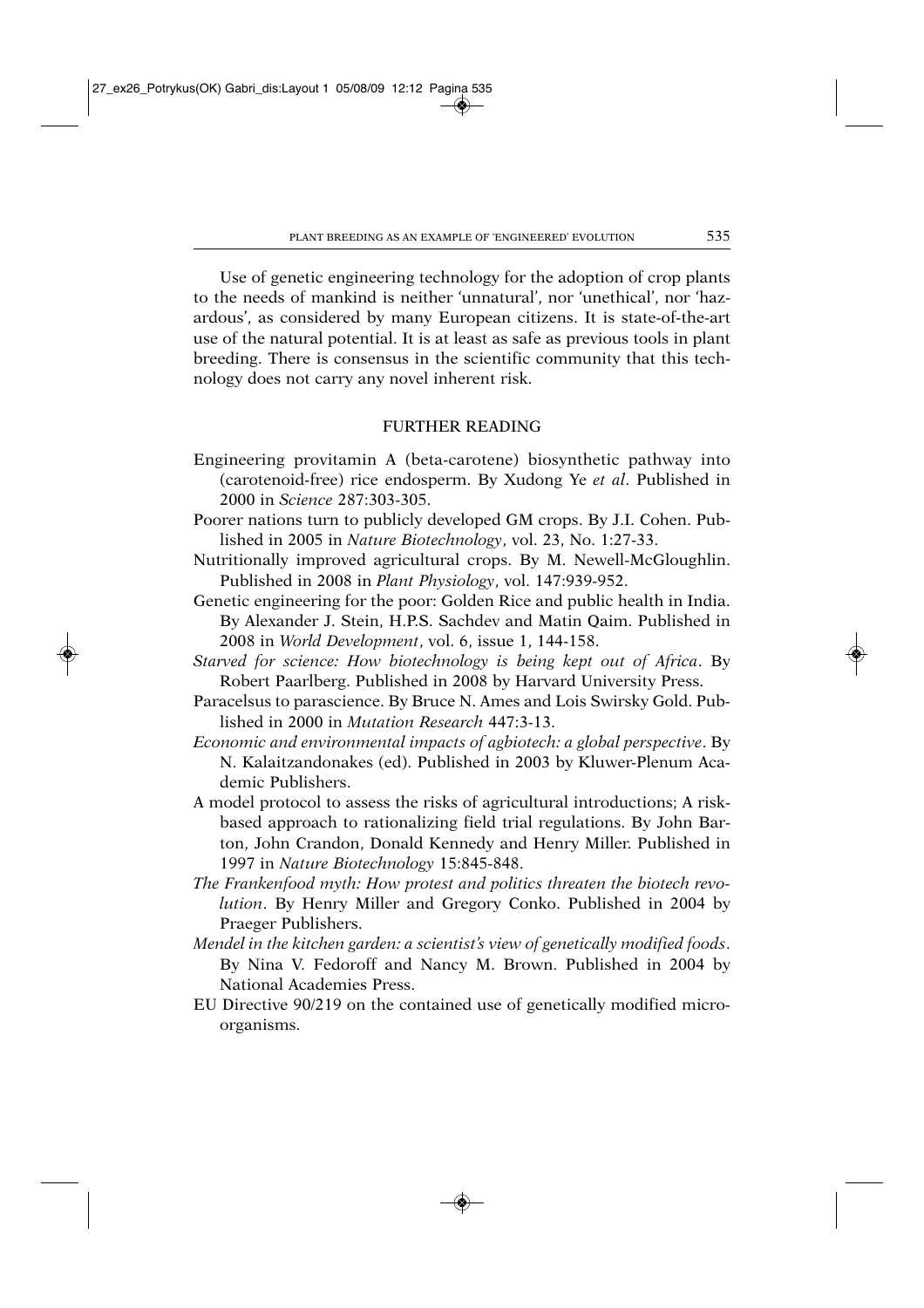Use of genetic engineering technology for the adoption of crop plants to the needs of mankind is neither 'unnatural', nor 'unethical', nor 'hazardous', as considered by many European citizens. It is state-of-the-art use of the natural potential. It is at least as safe as previous tools in plant breeding. There is consensus in the scientific community that this technology does not carry any novel inherent risk.

## FURTHER READING

Engineering provitamin A (beta-carotene) biosynthetic pathway into (carotenoid-free) rice endosperm. By Xudong Ye *et al*. Published in 2000 in *Science* 287:303-305.

Poorer nations turn to publicly developed GM crops. By J.I. Cohen. Published in 2005 in *Nature Biotechnology*, vol. 23, No. 1:27-33.

Nutritionally improved agricultural crops. By M. Newell-McGloughlin. Published in 2008 in *Plant Physiology*, vol. 147:939-952.

Genetic engineering for the poor: Golden Rice and public health in India. By Alexander J. Stein, H.P.S. Sachdev and Matin Qaim. Published in 2008 in *World Development*, vol. 6, issue 1, 144-158.

*Starved for science: How biotechnology is being kept out of Africa*. By Robert Paarlberg. Published in 2008 by Harvard University Press.

Paracelsus to parascience. By Bruce N. Ames and Lois Swirsky Gold. Published in 2000 in *Mutation Research* 447:3-13.

*Economic and environmental impacts of agbiotech: a global perspective*. By N. Kalaitzandonakes (ed). Published in 2003 by Kluwer-Plenum Academic Publishers.

A model protocol to assess the risks of agricultural introductions; A risk-based approach to rationalizing field trial regulations. By John Barton, John Crandon, Donald Kennedy and Henry Miller. Published in 1997 in *Nature Biotechnology* 15:845-848.

*The Frankenfood myth: How protest and politics threaten the biotech revolution*. By Henry Miller and Gregory Conko. Published in 2004 by Praeger Publishers.

*Mendel in the kitchen garden: a scientist's view of genetically modified foods*. By Nina V. Fedoroff and Nancy M. Brown. Published in 2004 by National Academies Press.

EU Directive 90/219 on the contained use of genetically modified micro-organisms.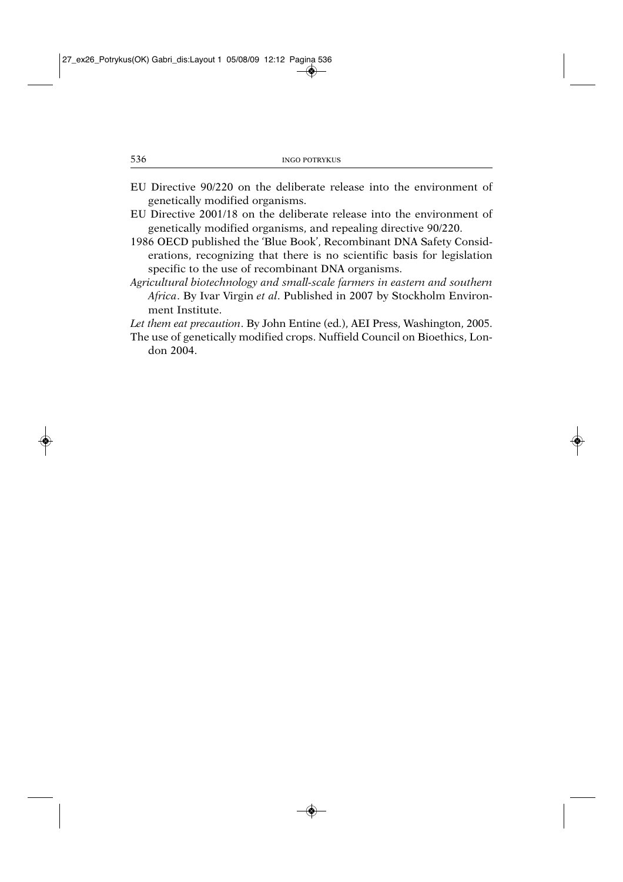EU Directive 90/220 on the deliberate release into the environment of genetically modified organisms.

EU Directive 2001/18 on the deliberate release into the environment of genetically modified organisms, and repealing directive 90/220.

1986 OECD published the 'Blue Book', Recombinant DNA Safety Considerations, recognizing that there is no scientific basis for legislation specific to the use of recombinant DNA organisms.

*Agricultural biotechnology and small-scale farmers in eastern and southern Africa*. By Ivar Virgin *et al*. Published in 2007 by Stockholm Environment Institute.

*Let them eat precaution*. By John Entine (ed.), AEI Press, Washington, 2005.

The use of genetically modified crops. Nuffield Council on Bioethics, London 2004.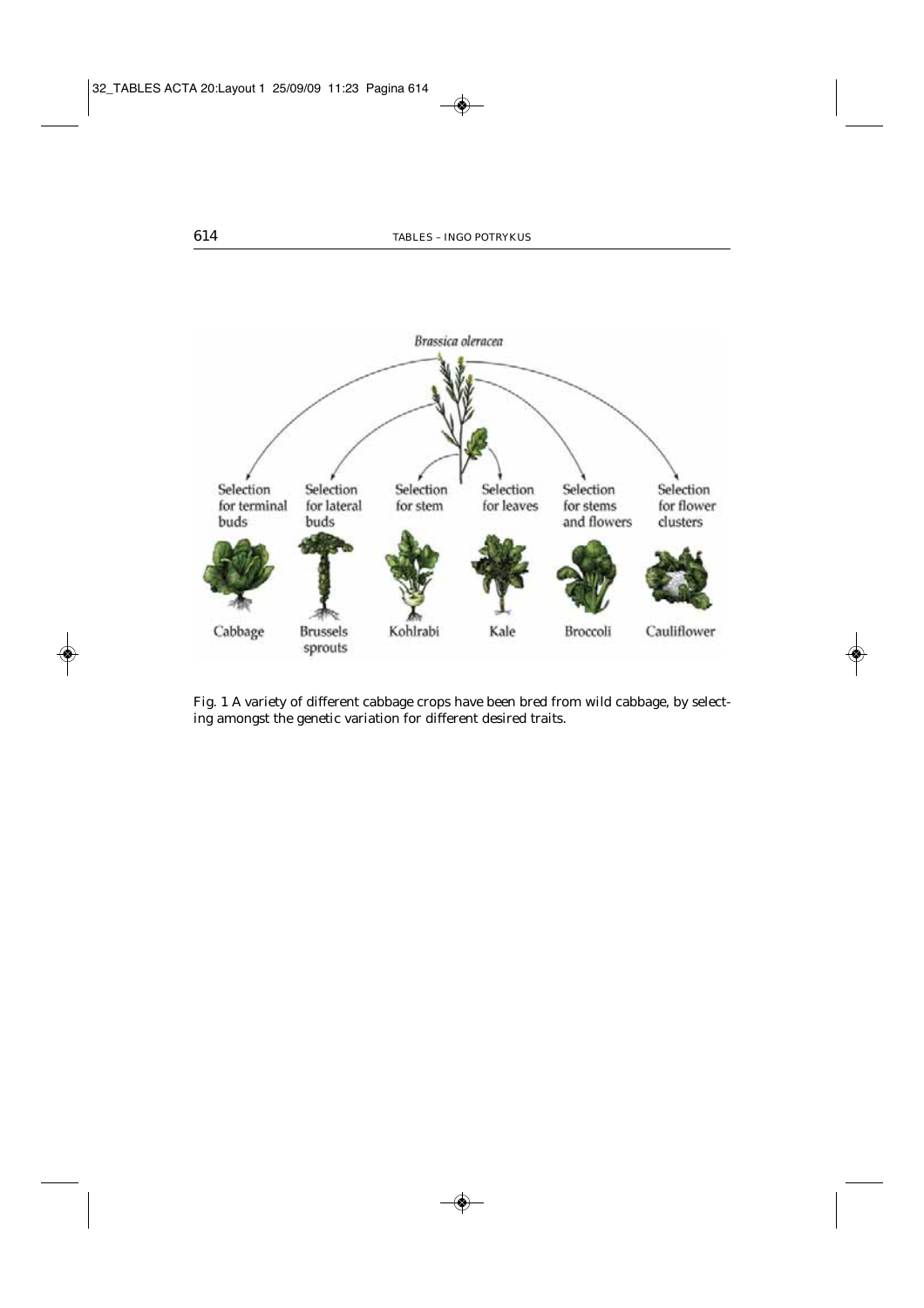Fig. 1 A variety of different cabbage crops have been bred from wild cabbage, by selecting amongst the genetic variation for different desired traits.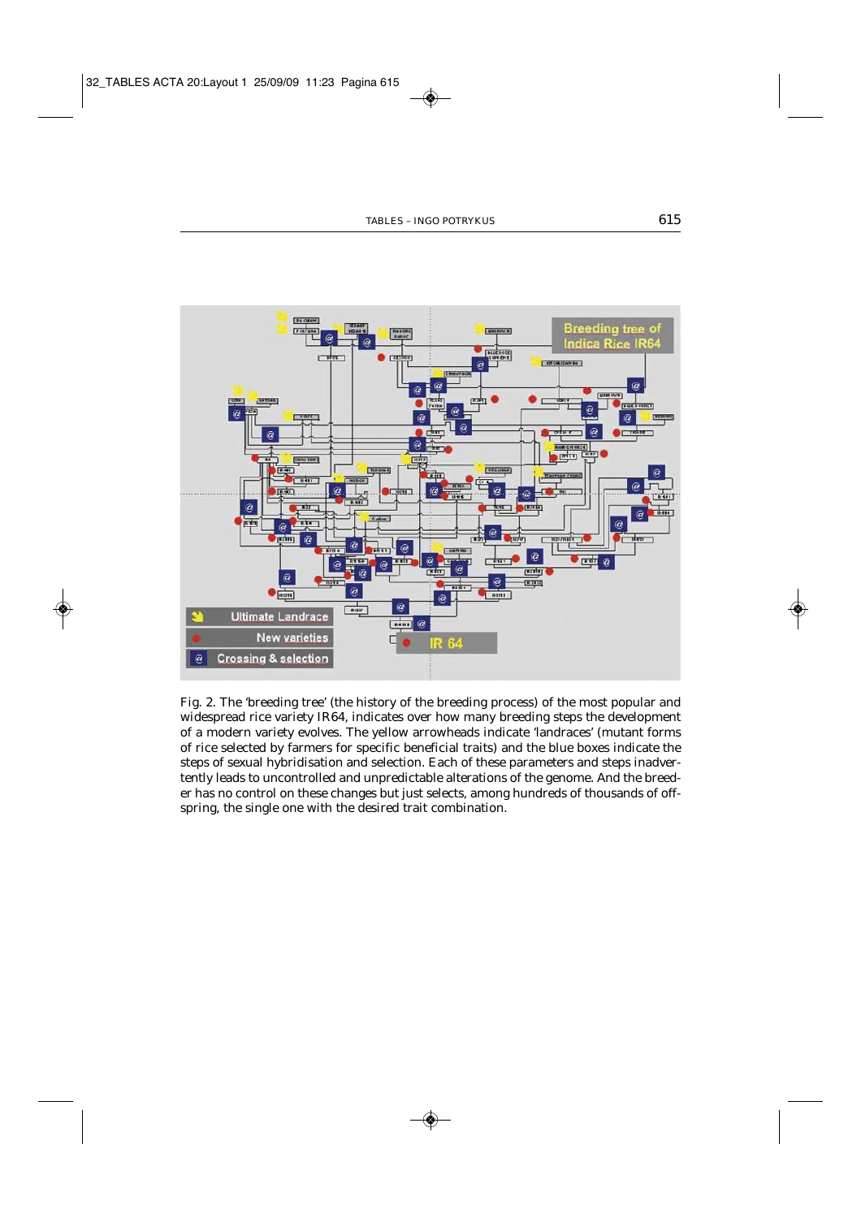Fig. 2. The 'breeding tree' (the history of the breeding process) of the most popular and widespread rice variety IR64, indicates over how many breeding steps the development of a modern variety evolves. The yellow arrowheads indicate 'landraces' (mutant forms of rice selected by farmers for specific beneficial traits) and the blue boxes indicate the steps of sexual hybridisation and selection. Each of these parameters and steps inadvertently leads to uncontrolled and unpredictable alterations of the genome. And the breeder has no control on these changes but just selects, among hundreds of thousands of offspring, the single one with the desired trait combination.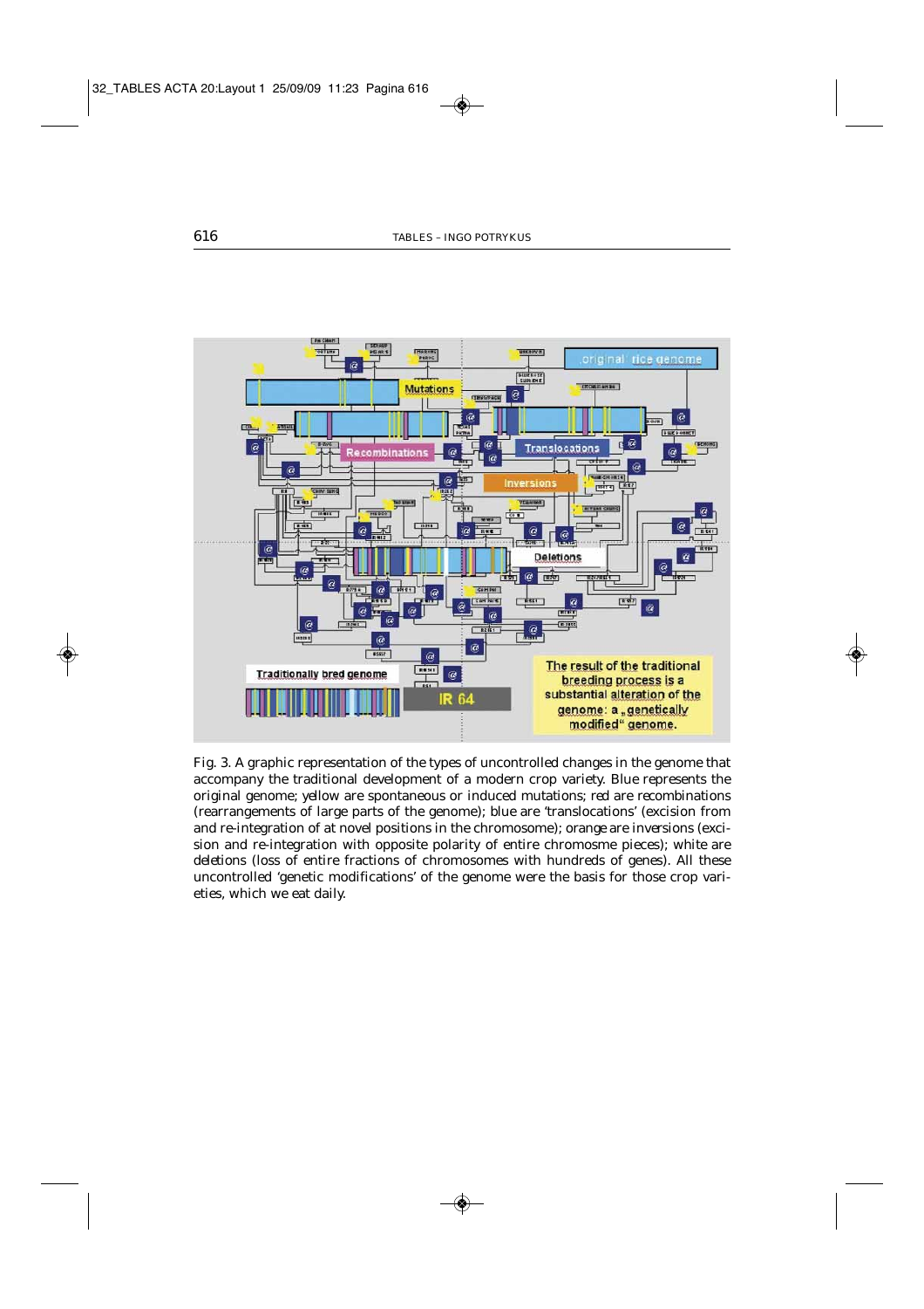Fig. 3. A graphic representation of the types of uncontrolled changes in the genome that accompany the traditional development of a modern crop variety. Blue represents the original genome; yellow are spontaneous or induced mutations; red are recombinations (rearrangements of large parts of the genome); blue are 'translocations' (excision from and re-integration of at novel positions in the chromosome); orange are inversions (excision and re-integration with opposite polarity of entire chromosme pieces); white are deletions (loss of entire fractions of chromosomes with hundreds of genes). All these uncontrolled 'genetic modifications' of the genome were the basis for those crop varieties, which we eat daily.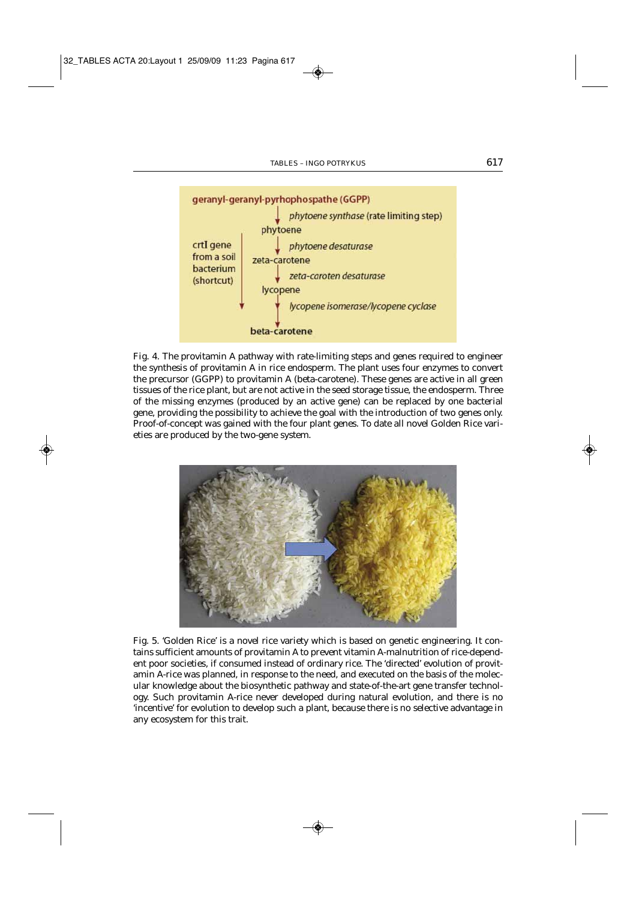geranyl-geranyl-pyrhophospathe (GGPP)

*phytoene synthase* (rate limiting step)

phytoene

*phytoene desaturase*

zeta-carotene

*zeta-caroten desaturase*

lycopene

*lycopene isomerase/lycopene cyclase*

beta-carotene

crtI gene from a soil bacterium (shortcut)

Fig. 4. The provitamin A pathway with rate-limiting steps and genes required to engineer the synthesis of provitamin A in rice endosperm. The plant uses four enzymes to convert the precursor (GGPP) to provitamin A (beta-carotene). These genes are active in all green tissues of the rice plant, but are not active in the seed storage tissue, the endosperm. Three of the missing enzymes (produced by an active gene) can be replaced by one bacterial gene, providing the possibility to achieve the goal with the introduction of two genes only. Proof-of-concept was gained with the four plant genes. To date all novel Golden Rice varieties are produced by the two-gene system.

Fig. 5. 'Golden Rice' is a novel rice variety which is based on genetic engineering. It contains sufficient amounts of provitamin A to prevent vitamin A-malnutrition of rice-dependent poor societies, if consumed instead of ordinary rice. The 'directed' evolution of provitamin A-rice was planned, in response to the need, and executed on the basis of the molecular knowledge about the biosynthetic pathway and state-of-the-art gene transfer technology. Such provitamin A-rice never developed during natural evolution, and there is no 'incentive' for evolution to develop such a plant, because there is no selective advantage in any ecosystem for this trait.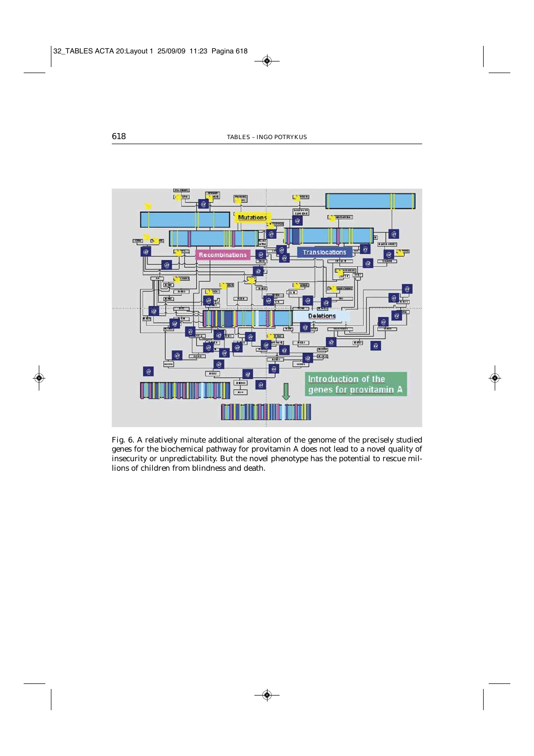Fig. 6. A relatively minute additional alteration of the genome of the precisely studied genes for the biochemical pathway for provitamin A does not lead to a novel quality of insecurity or unpredictability. But the novel phenotype has the potential to rescue millions of children from blindness and death.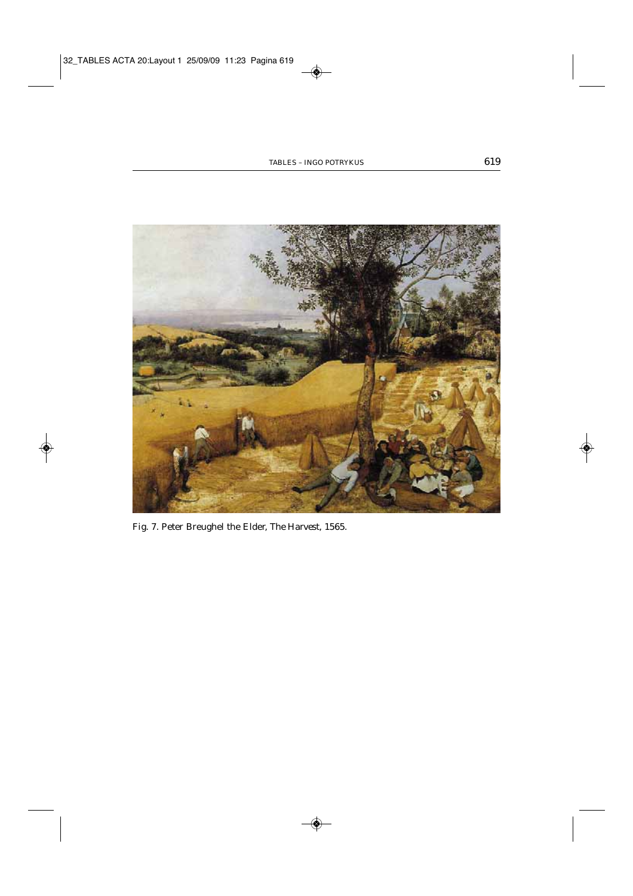Fig. 7. Peter Breughel the Elder, *The Harvest*, 1565.